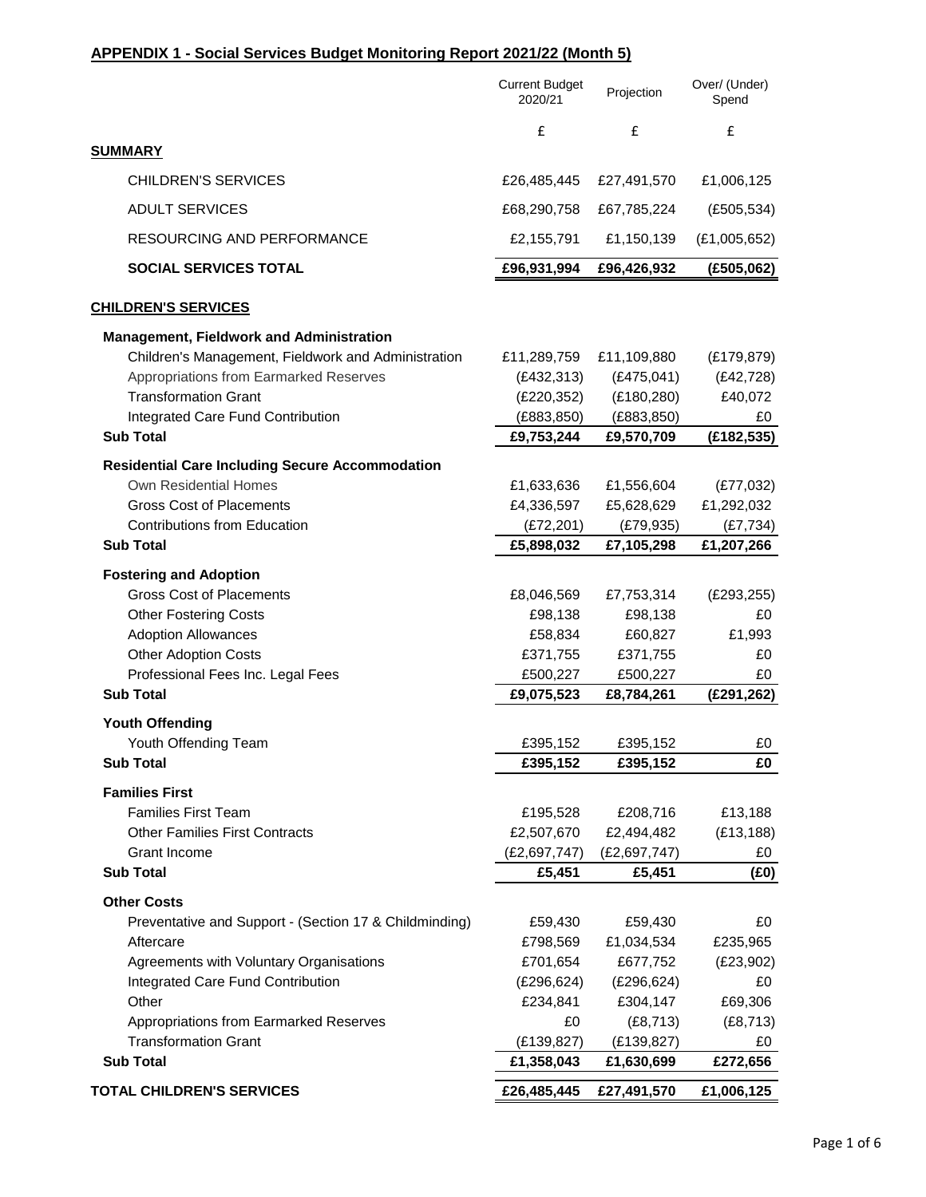## APPENDIX 1 - Social Services Budget Monitoring Report 2021/22 (Month 5)

| | Current Budget 2020/21 | Projection | Over/ (Under) Spend |
|---|---|---|---|
| | £ | £ | £ |
| **SUMMARY** | | | |
| CHILDREN'S SERVICES | £26,485,445 | £27,491,570 | £1,006,125 |
| ADULT SERVICES | £68,290,758 | £67,785,224 | (£505,534) |
| RESOURCING AND PERFORMANCE | £2,155,791 | £1,150,139 | (£1,005,652) |
| **SOCIAL SERVICES TOTAL** | **£96,931,994** | **£96,426,932** | **(£505,062)** |
| **CHILDREN'S SERVICES** | | | |
| **Management, Fieldwork and Administration** | | | |
| Children's Management, Fieldwork and Administration | £11,289,759 | £11,109,880 | (£179,879) |
| Appropriations from Earmarked Reserves | (£432,313) | (£475,041) | (£42,728) |
| Transformation Grant | (£220,352) | (£180,280) | £40,072 |
| Integrated Care Fund Contribution | (£883,850) | (£883,850) | £0 |
| **Sub Total** | **£9,753,244** | **£9,570,709** | **(£182,535)** |
| **Residential Care Including Secure Accommodation** | | | |
| Own Residential Homes | £1,633,636 | £1,556,604 | (£77,032) |
| Gross Cost of Placements | £4,336,597 | £5,628,629 | £1,292,032 |
| Contributions from Education | (£72,201) | (£79,935) | (£7,734) |
| **Sub Total** | **£5,898,032** | **£7,105,298** | **£1,207,266** |
| **Fostering and Adoption** | | | |
| Gross Cost of Placements | £8,046,569 | £7,753,314 | (£293,255) |
| Other Fostering Costs | £98,138 | £98,138 | £0 |
| Adoption Allowances | £58,834 | £60,827 | £1,993 |
| Other Adoption Costs | £371,755 | £371,755 | £0 |
| Professional Fees Inc. Legal Fees | £500,227 | £500,227 | £0 |
| **Sub Total** | **£9,075,523** | **£8,784,261** | **(£291,262)** |
| **Youth Offending** | | | |
| Youth Offending Team | £395,152 | £395,152 | £0 |
| **Sub Total** | **£395,152** | **£395,152** | **£0** |
| **Families First** | | | |
| Families First Team | £195,528 | £208,716 | £13,188 |
| Other Families First Contracts | £2,507,670 | £2,494,482 | (£13,188) |
| Grant Income | (£2,697,747) | (£2,697,747) | £0 |
| **Sub Total** | **£5,451** | **£5,451** | **(£0)** |
| **Other Costs** | | | |
| Preventative and Support - (Section 17 & Childminding) | £59,430 | £59,430 | £0 |
| Aftercare | £798,569 | £1,034,534 | £235,965 |
| Agreements with Voluntary Organisations | £701,654 | £677,752 | (£23,902) |
| Integrated Care Fund Contribution | (£296,624) | (£296,624) | £0 |
| Other | £234,841 | £304,147 | £69,306 |
| Appropriations from Earmarked Reserves | £0 | (£8,713) | (£8,713) |
| Transformation Grant | (£139,827) | (£139,827) | £0 |
| **Sub Total** | **£1,358,043** | **£1,630,699** | **£272,656** |
| **TOTAL CHILDREN'S SERVICES** | **£26,485,445** | **£27,491,570** | **£1,006,125** |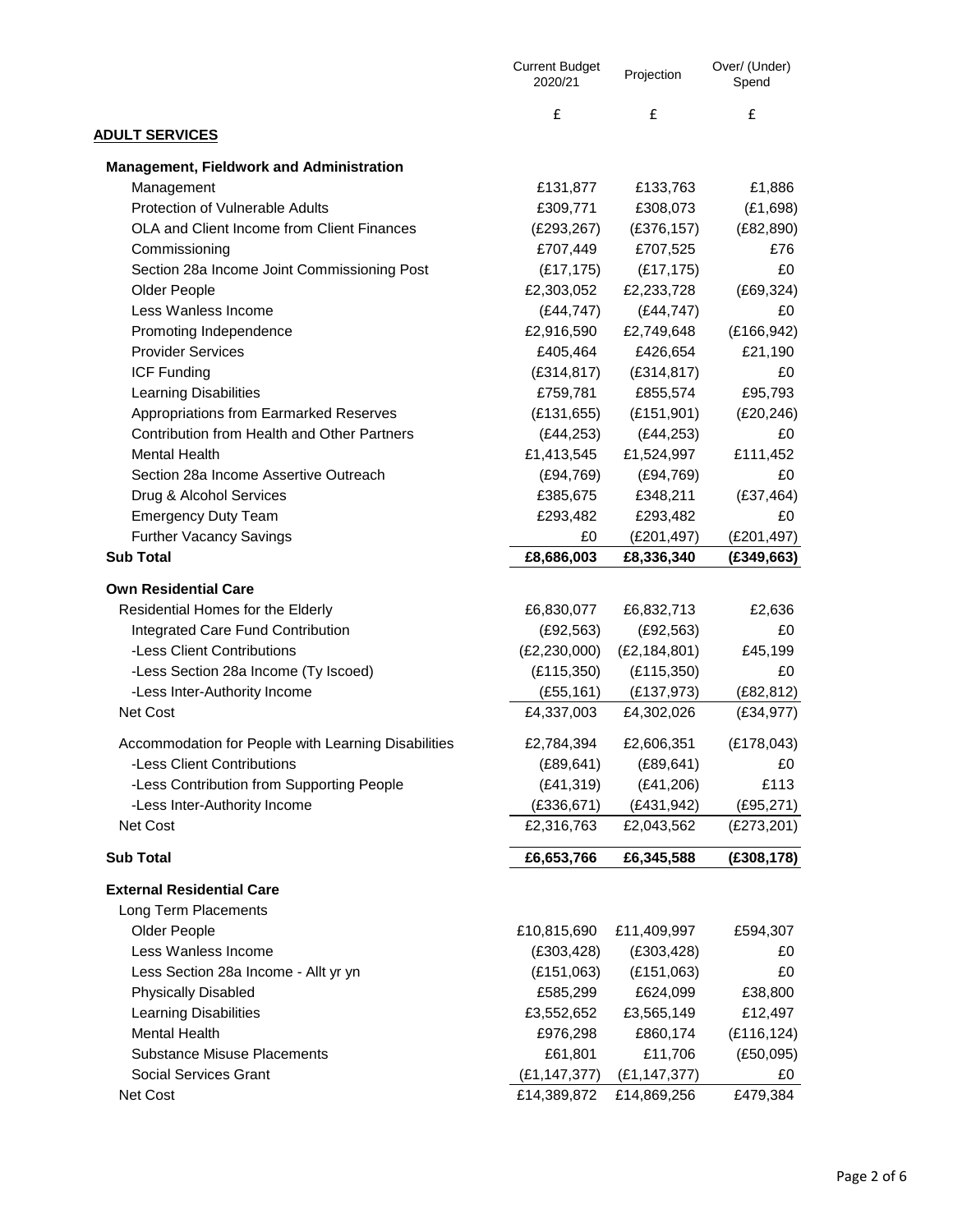| | Current Budget 2020/21 | Projection | Over/ (Under) Spend |
|---|---|---|---|
| | £ | £ | £ |
| **ADULT SERVICES** | | | |
| **Management, Fieldwork and Administration** | | | |
| Management | £131,877 | £133,763 | £1,886 |
| Protection of Vulnerable Adults | £309,771 | £308,073 | (£1,698) |
| OLA and Client Income from Client Finances | (£293,267) | (£376,157) | (£82,890) |
| Commissioning | £707,449 | £707,525 | £76 |
| Section 28a Income Joint Commissioning Post | (£17,175) | (£17,175) | £0 |
| Older People | £2,303,052 | £2,233,728 | (£69,324) |
| Less Wanless Income | (£44,747) | (£44,747) | £0 |
| Promoting Independence | £2,916,590 | £2,749,648 | (£166,942) |
| Provider Services | £405,464 | £426,654 | £21,190 |
| ICF Funding | (£314,817) | (£314,817) | £0 |
| Learning Disabilities | £759,781 | £855,574 | £95,793 |
| Appropriations from Earmarked Reserves | (£131,655) | (£151,901) | (£20,246) |
| Contribution from Health and Other Partners | (£44,253) | (£44,253) | £0 |
| Mental Health | £1,413,545 | £1,524,997 | £111,452 |
| Section 28a Income Assertive Outreach | (£94,769) | (£94,769) | £0 |
| Drug & Alcohol Services | £385,675 | £348,211 | (£37,464) |
| Emergency Duty Team | £293,482 | £293,482 | £0 |
| Further Vacancy Savings | £0 | (£201,497) | (£201,497) |
| **Sub Total** | **£8,686,003** | **£8,336,340** | **(£349,663)** |
| **Own Residential Care** | | | |
| Residential Homes for the Elderly | £6,830,077 | £6,832,713 | £2,636 |
| Integrated Care Fund Contribution | (£92,563) | (£92,563) | £0 |
| -Less Client Contributions | (£2,230,000) | (£2,184,801) | £45,199 |
| -Less Section 28a Income (Ty Iscoed) | (£115,350) | (£115,350) | £0 |
| -Less Inter-Authority Income | (£55,161) | (£137,973) | (£82,812) |
| Net Cost | £4,337,003 | £4,302,026 | (£34,977) |
| Accommodation for People with Learning Disabilities | £2,784,394 | £2,606,351 | (£178,043) |
| -Less Client Contributions | (£89,641) | (£89,641) | £0 |
| -Less Contribution from Supporting People | (£41,319) | (£41,206) | £113 |
| -Less Inter-Authority Income | (£336,671) | (£431,942) | (£95,271) |
| Net Cost | £2,316,763 | £2,043,562 | (£273,201) |
| **Sub Total** | **£6,653,766** | **£6,345,588** | **(£308,178)** |
| **External Residential Care** | | | |
| Long Term Placements | | | |
| Older People | £10,815,690 | £11,409,997 | £594,307 |
| Less Wanless Income | (£303,428) | (£303,428) | £0 |
| Less Section 28a Income - Allt yr yn | (£151,063) | (£151,063) | £0 |
| Physically Disabled | £585,299 | £624,099 | £38,800 |
| Learning Disabilities | £3,552,652 | £3,565,149 | £12,497 |
| Mental Health | £976,298 | £860,174 | (£116,124) |
| Substance Misuse Placements | £61,801 | £11,706 | (£50,095) |
| Social Services Grant | (£1,147,377) | (£1,147,377) | £0 |
| Net Cost | £14,389,872 | £14,869,256 | £479,384 |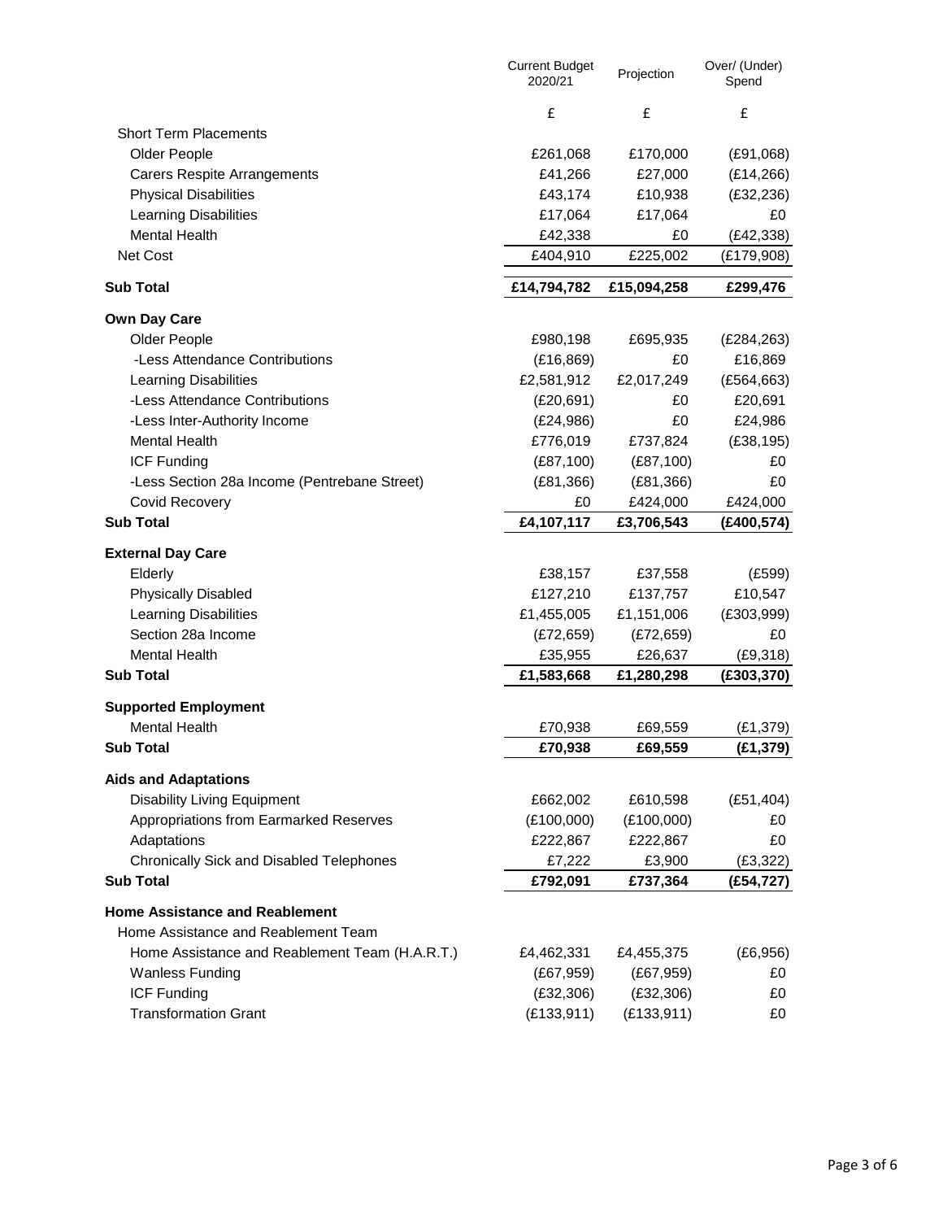| | Current Budget 2020/21 | Projection | Over/ (Under) Spend |
|---|---|---|---|
| | £ | £ | £ |
| Short Term Placements | | | |
| Older People | £261,068 | £170,000 | (£91,068) |
| Carers Respite Arrangements | £41,266 | £27,000 | (£14,266) |
| Physical Disabilities | £43,174 | £10,938 | (£32,236) |
| Learning Disabilities | £17,064 | £17,064 | £0 |
| Mental Health | £42,338 | £0 | (£42,338) |
| Net Cost | £404,910 | £225,002 | (£179,908) |
| **Sub Total** | **£14,794,782** | **£15,094,258** | **£299,476** |
| **Own Day Care** | | | |
| Older People | £980,198 | £695,935 | (£284,263) |
| -Less Attendance Contributions | (£16,869) | £0 | £16,869 |
| Learning Disabilities | £2,581,912 | £2,017,249 | (£564,663) |
| -Less Attendance Contributions | (£20,691) | £0 | £20,691 |
| -Less Inter-Authority Income | (£24,986) | £0 | £24,986 |
| Mental Health | £776,019 | £737,824 | (£38,195) |
| ICF Funding | (£87,100) | (£87,100) | £0 |
| -Less Section 28a Income (Pentrebane Street) | (£81,366) | (£81,366) | £0 |
| Covid Recovery | £0 | £424,000 | £424,000 |
| **Sub Total** | **£4,107,117** | **£3,706,543** | **(£400,574)** |
| **External Day Care** | | | |
| Elderly | £38,157 | £37,558 | (£599) |
| Physically Disabled | £127,210 | £137,757 | £10,547 |
| Learning Disabilities | £1,455,005 | £1,151,006 | (£303,999) |
| Section 28a Income | (£72,659) | (£72,659) | £0 |
| Mental Health | £35,955 | £26,637 | (£9,318) |
| **Sub Total** | **£1,583,668** | **£1,280,298** | **(£303,370)** |
| **Supported Employment** | | | |
| Mental Health | £70,938 | £69,559 | (£1,379) |
| **Sub Total** | **£70,938** | **£69,559** | **(£1,379)** |
| **Aids and Adaptations** | | | |
| Disability Living Equipment | £662,002 | £610,598 | (£51,404) |
| Appropriations from Earmarked Reserves | (£100,000) | (£100,000) | £0 |
| Adaptations | £222,867 | £222,867 | £0 |
| Chronically Sick and Disabled Telephones | £7,222 | £3,900 | (£3,322) |
| **Sub Total** | **£792,091** | **£737,364** | **(£54,727)** |
| **Home Assistance and Reablement** | | | |
| Home Assistance and Reablement Team | | | |
| Home Assistance and Reablement Team (H.A.R.T.) | £4,462,331 | £4,455,375 | (£6,956) |
| Wanless Funding | (£67,959) | (£67,959) | £0 |
| ICF Funding | (£32,306) | (£32,306) | £0 |
| Transformation Grant | (£133,911) | (£133,911) | £0 |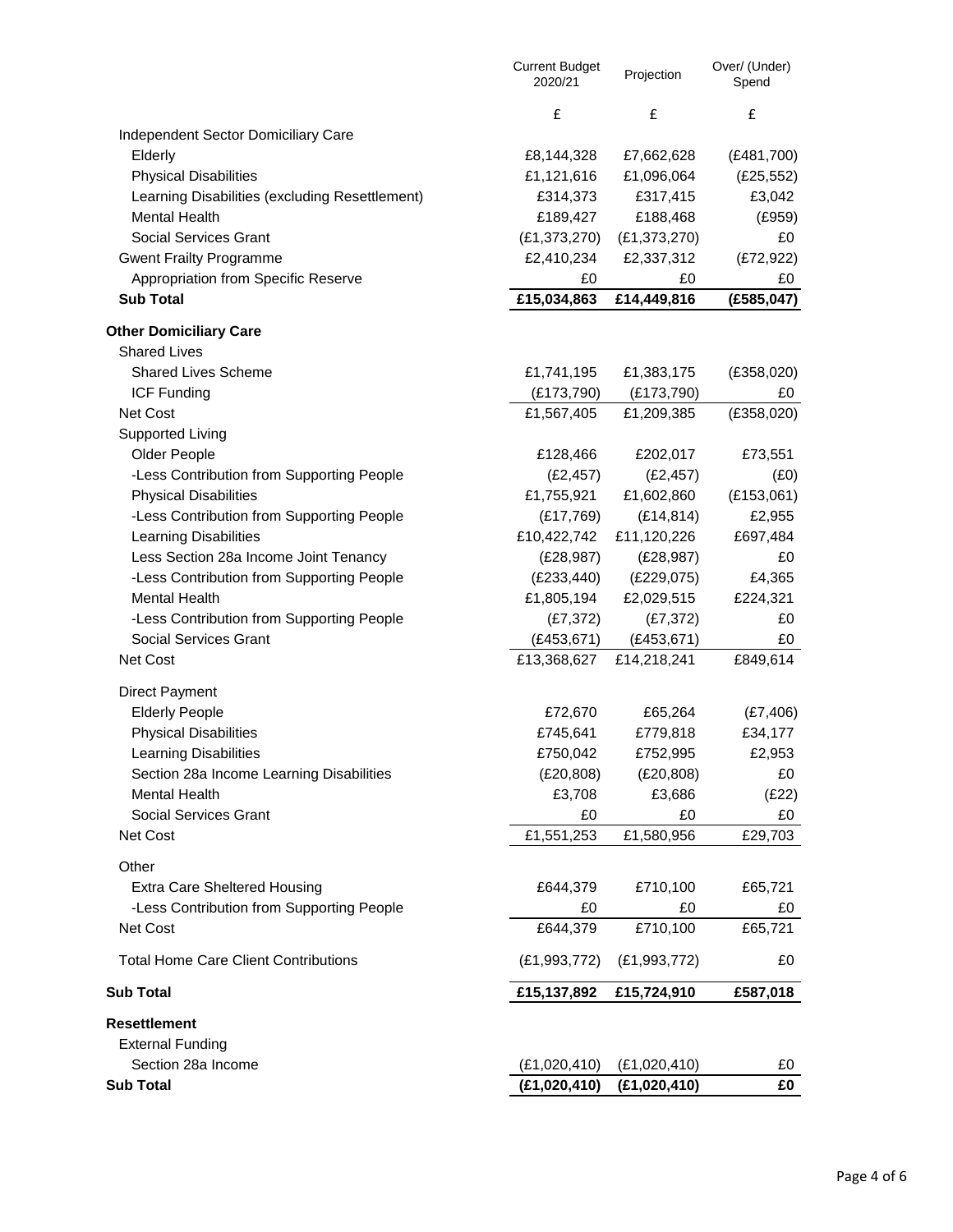| | Current Budget 2020/21 | Projection | Over/ (Under) Spend |
|---|---|---|---|
| | £ | £ | £ |
| Independent Sector Domiciliary Care | | | |
| Elderly | £8,144,328 | £7,662,628 | (£481,700) |
| Physical Disabilities | £1,121,616 | £1,096,064 | (£25,552) |
| Learning Disabilities (excluding Resettlement) | £314,373 | £317,415 | £3,042 |
| Mental Health | £189,427 | £188,468 | (£959) |
| Social Services Grant | (£1,373,270) | (£1,373,270) | £0 |
| Gwent Frailty Programme | £2,410,234 | £2,337,312 | (£72,922) |
| Appropriation from Specific Reserve | £0 | £0 | £0 |
| **Sub Total** | **£15,034,863** | **£14,449,816** | **(£585,047)** |
| **Other Domiciliary Care** | | | |
| Shared Lives | | | |
| Shared Lives Scheme | £1,741,195 | £1,383,175 | (£358,020) |
| ICF Funding | (£173,790) | (£173,790) | £0 |
| Net Cost | £1,567,405 | £1,209,385 | (£358,020) |
| Supported Living | | | |
| Older People | £128,466 | £202,017 | £73,551 |
| -Less Contribution from Supporting People | (£2,457) | (£2,457) | (£0) |
| Physical Disabilities | £1,755,921 | £1,602,860 | (£153,061) |
| -Less Contribution from Supporting People | (£17,769) | (£14,814) | £2,955 |
| Learning Disabilities | £10,422,742 | £11,120,226 | £697,484 |
| Less Section 28a Income Joint Tenancy | (£28,987) | (£28,987) | £0 |
| -Less Contribution from Supporting People | (£233,440) | (£229,075) | £4,365 |
| Mental Health | £1,805,194 | £2,029,515 | £224,321 |
| -Less Contribution from Supporting People | (£7,372) | (£7,372) | £0 |
| Social Services Grant | (£453,671) | (£453,671) | £0 |
| Net Cost | £13,368,627 | £14,218,241 | £849,614 |
| Direct Payment | | | |
| Elderly People | £72,670 | £65,264 | (£7,406) |
| Physical Disabilities | £745,641 | £779,818 | £34,177 |
| Learning Disabilities | £750,042 | £752,995 | £2,953 |
| Section 28a Income Learning Disabilities | (£20,808) | (£20,808) | £0 |
| Mental Health | £3,708 | £3,686 | (£22) |
| Social Services Grant | £0 | £0 | £0 |
| Net Cost | £1,551,253 | £1,580,956 | £29,703 |
| Other | | | |
| Extra Care Sheltered Housing | £644,379 | £710,100 | £65,721 |
| -Less Contribution from Supporting People | £0 | £0 | £0 |
| Net Cost | £644,379 | £710,100 | £65,721 |
| Total Home Care Client Contributions | (£1,993,772) | (£1,993,772) | £0 |
| **Sub Total** | **£15,137,892** | **£15,724,910** | **£587,018** |
| **Resettlement** | | | |
| External Funding | | | |
| Section 28a Income | (£1,020,410) | (£1,020,410) | £0 |
| **Sub Total** | **(£1,020,410)** | **(£1,020,410)** | **£0** |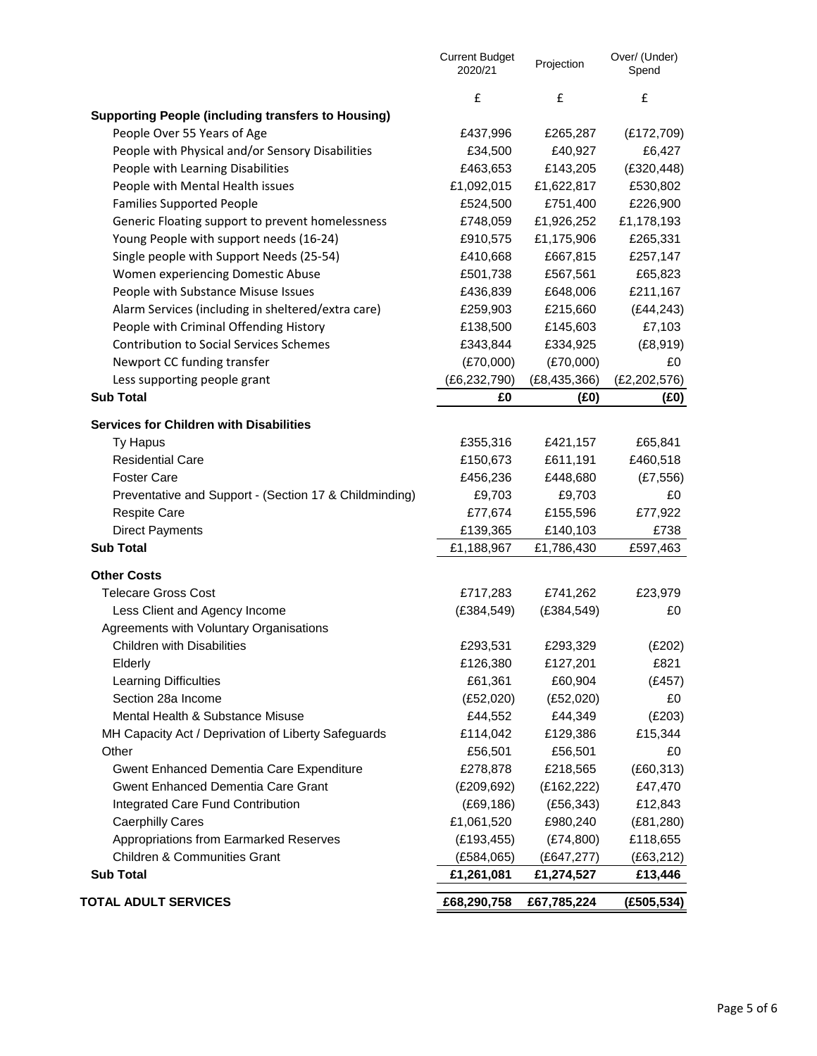| | Current Budget 2020/21 | Projection | Over/ (Under) Spend |
|---|---|---|---|
| | £ | £ | £ |
| **Supporting People (including transfers to Housing)** | | | |
| People Over 55 Years of Age | £437,996 | £265,287 | (£172,709) |
| People with Physical and/or Sensory Disabilities | £34,500 | £40,927 | £6,427 |
| People with Learning Disabilities | £463,653 | £143,205 | (£320,448) |
| People with Mental Health issues | £1,092,015 | £1,622,817 | £530,802 |
| Families Supported People | £524,500 | £751,400 | £226,900 |
| Generic Floating support to prevent homelessness | £748,059 | £1,926,252 | £1,178,193 |
| Young People with support needs (16-24) | £910,575 | £1,175,906 | £265,331 |
| Single people with Support Needs (25-54) | £410,668 | £667,815 | £257,147 |
| Women experiencing Domestic Abuse | £501,738 | £567,561 | £65,823 |
| People with Substance Misuse Issues | £436,839 | £648,006 | £211,167 |
| Alarm Services (including in sheltered/extra care) | £259,903 | £215,660 | (£44,243) |
| People with Criminal Offending History | £138,500 | £145,603 | £7,103 |
| Contribution to Social Services Schemes | £343,844 | £334,925 | (£8,919) |
| Newport CC funding transfer | (£70,000) | (£70,000) | £0 |
| Less supporting people grant | (£6,232,790) | (£8,435,366) | (£2,202,576) |
| **Sub Total** | **£0** | **(£0)** | **(£0)** |
| **Services for Children with Disabilities** | | | |
| Ty Hapus | £355,316 | £421,157 | £65,841 |
| Residential Care | £150,673 | £611,191 | £460,518 |
| Foster Care | £456,236 | £448,680 | (£7,556) |
| Preventative and Support - (Section 17 & Childminding) | £9,703 | £9,703 | £0 |
| Respite Care | £77,674 | £155,596 | £77,922 |
| Direct Payments | £139,365 | £140,103 | £738 |
| **Sub Total** | £1,188,967 | £1,786,430 | £597,463 |
| **Other Costs** | | | |
| Telecare Gross Cost | £717,283 | £741,262 | £23,979 |
| Less Client and Agency Income | (£384,549) | (£384,549) | £0 |
| Agreements with Voluntary Organisations | | | |
| Children with Disabilities | £293,531 | £293,329 | (£202) |
| Elderly | £126,380 | £127,201 | £821 |
| Learning Difficulties | £61,361 | £60,904 | (£457) |
| Section 28a Income | (£52,020) | (£52,020) | £0 |
| Mental Health & Substance Misuse | £44,552 | £44,349 | (£203) |
| MH Capacity Act / Deprivation of Liberty Safeguards | £114,042 | £129,386 | £15,344 |
| Other | £56,501 | £56,501 | £0 |
| Gwent Enhanced Dementia Care Expenditure | £278,878 | £218,565 | (£60,313) |
| Gwent Enhanced Dementia Care Grant | (£209,692) | (£162,222) | £47,470 |
| Integrated Care Fund Contribution | (£69,186) | (£56,343) | £12,843 |
| Caerphilly Cares | £1,061,520 | £980,240 | (£81,280) |
| Appropriations from Earmarked Reserves | (£193,455) | (£74,800) | £118,655 |
| Children & Communities Grant | (£584,065) | (£647,277) | (£63,212) |
| **Sub Total** | **£1,261,081** | **£1,274,527** | **£13,446** |
| **TOTAL ADULT SERVICES** | **£68,290,758** | **£67,785,224** | **(£505,534)** |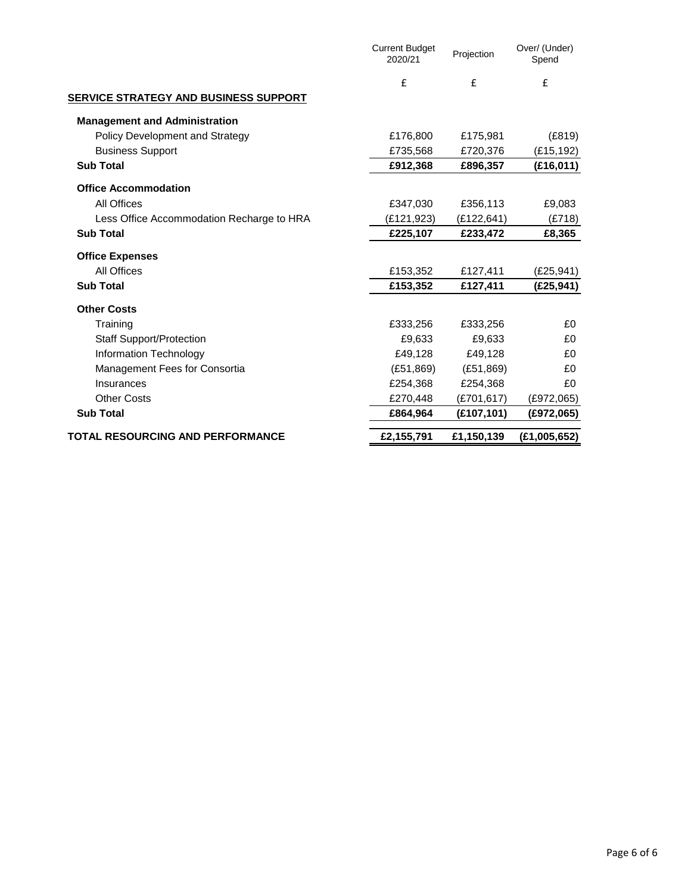| | Current Budget 2020/21 | Projection | Over/ (Under) Spend |
|---|---|---|---|
| | £ | £ | £ |
| **SERVICE STRATEGY AND BUSINESS SUPPORT** | | | |
| **Management and Administration** | | | |
| Policy Development and Strategy | £176,800 | £175,981 | (£819) |
| Business Support | £735,568 | £720,376 | (£15,192) |
| **Sub Total** | **£912,368** | **£896,357** | **(£16,011)** |
| **Office Accommodation** | | | |
| All Offices | £347,030 | £356,113 | £9,083 |
| Less Office Accommodation Recharge to HRA | (£121,923) | (£122,641) | (£718) |
| **Sub Total** | **£225,107** | **£233,472** | **£8,365** |
| **Office Expenses** | | | |
| All Offices | £153,352 | £127,411 | (£25,941) |
| **Sub Total** | **£153,352** | **£127,411** | **(£25,941)** |
| **Other Costs** | | | |
| Training | £333,256 | £333,256 | £0 |
| Staff Support/Protection | £9,633 | £9,633 | £0 |
| Information Technology | £49,128 | £49,128 | £0 |
| Management Fees for Consortia | (£51,869) | (£51,869) | £0 |
| Insurances | £254,368 | £254,368 | £0 |
| Other Costs | £270,448 | (£701,617) | (£972,065) |
| **Sub Total** | **£864,964** | **(£107,101)** | **(£972,065)** |
| **TOTAL RESOURCING AND PERFORMANCE** | **£2,155,791** | **£1,150,139** | **(£1,005,652)** |